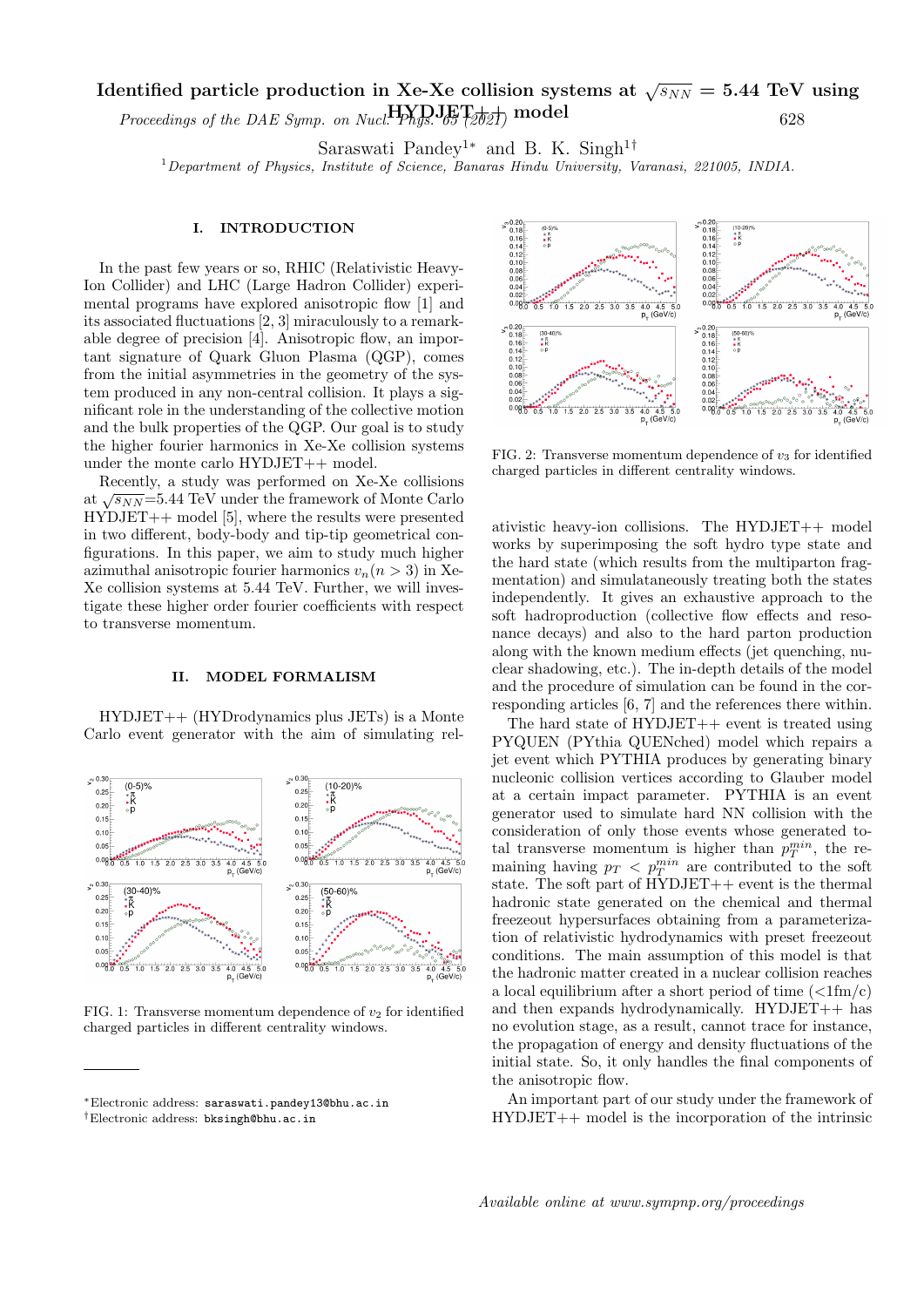# Identified particle production in Xe-Xe collision systems at $\sqrt{s_{NN}}$ = 5.44 TeV using HYDJET++ model

Saraswati Pandey[1∗] and B. K. Singh[1†]

[1] *Department of Physics, Institute of Science, Banaras Hindu University, Varanasi, 221005, INDIA.*

## I. INTRODUCTION

In the past few years or so, RHIC (Relativistic Heavy-Ion Collider) and LHC (Large Hadron Collider) experimental programs have explored anisotropic flow [1] and its associated fluctuations [2, 3] miraculously to a remarkable degree of precision [4]. Anisotropic flow, an important signature of Quark Gluon Plasma (QGP), comes from the initial asymmetries in the geometry of the system produced in any non-central collision. It plays a significant role in the understanding of the collective motion and the bulk properties of the QGP. Our goal is to study the higher fourier harmonics in Xe-Xe collision systems under the monte carlo HYDJET++ model.

Recently, a study was performed on Xe-Xe collisions at $\sqrt{s_{NN}}$=5.44 TeV under the framework of Monte Carlo HYDJET++ model [5], where the results were presented in two different, body-body and tip-tip geometrical configurations. In this paper, we aim to study much higher azimuthal anisotropic fourier harmonics $v_n(n > 3)$ in Xe-Xe collision systems at 5.44 TeV. Further, we will investigate these higher order fourier coefficients with respect to transverse momentum.

## II. MODEL FORMALISM

HYDJET++ (HYDrodynamics plus JETs) is a Monte Carlo event generator with the aim of simulating relativistic heavy-ion collisions. The HYDJET++ model works by superimposing the soft hydro type state and the hard state (which results from the multiparton fragmentation) and simultaneously treating both the states independently. It gives an exhaustive approach to the soft hadroproduction (collective flow effects and resonance decays) and also to the hard parton production along with the known medium effects (jet quenching, nuclear shadowing, etc.). The in-depth details of the model and the procedure of simulation can be found in the corresponding articles [6, 7] and the references there within.

FIG. 1: Transverse momentum dependence of $v_2$ for identified charged particles in different centrality windows.

FIG. 2: Transverse momentum dependence of $v_3$ for identified charged particles in different centrality windows.

The hard state of HYDJET++ event is treated using PYQUEN (PYthia QUENched) model which repairs a jet event which PYTHIA produces by generating binary nucleonic collision vertices according to Glauber model at a certain impact parameter. PYTHIA is an event generator used to simulate hard NN collision with the consideration of only those events whose generated total transverse momentum is higher than $p_T^{min}$, the remaining having $p_T < p_T^{min}$ are contributed to the soft state. The soft part of HYDJET++ event is the thermal hadronic state generated on the chemical and thermal freezeout hypersurfaces obtaining from a parameterization of relativistic hydrodynamics with preset freezeout conditions. The main assumption of this model is that the hadronic matter created in a nuclear collision reaches a local equilibrium after a short period of time (<1fm/c) and then expands hydrodynamically. HYDJET++ has no evolution stage, as a result, cannot trace for instance, the propagation of energy and density fluctuations of the initial state. So, it only handles the final components of the anisotropic flow.

An important part of our study under the framework of HYDJET++ model is the incorporation of the intrinsic

∗Electronic address: saraswati.pandey13@bhu.ac.in
†Electronic address: bksingh@bhu.ac.in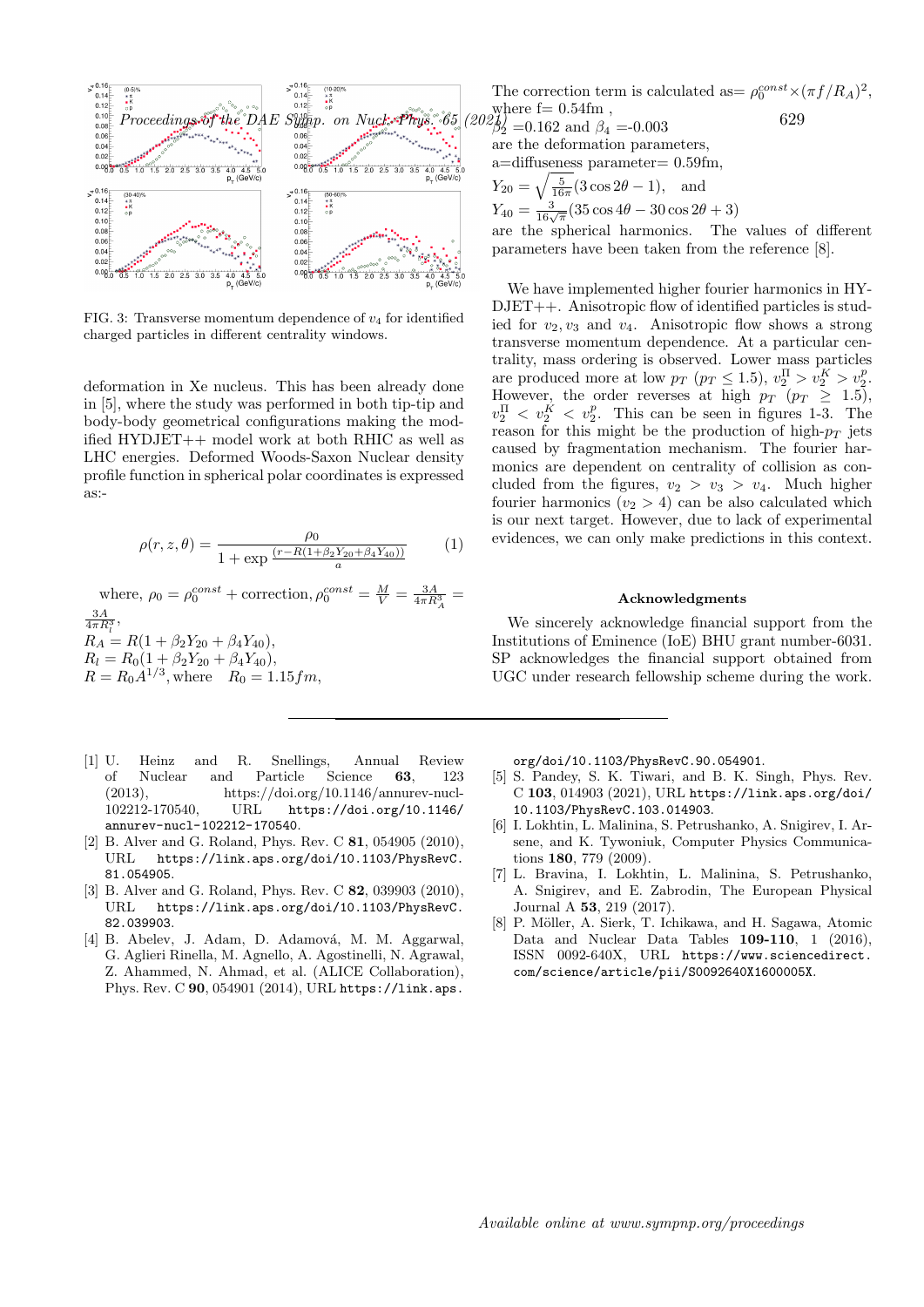0.16
0.14
0.12
0.10
0.08
0.06
0.04
0.02
0.00
(0-5)%
π
K
p
0.0 0.5 1.0 1.5 2.0 2.5 3.0 3.5 4.0 4.5 5.0
$p_T$ (GeV/c)
$v_4$

(10-20)%
(30-40)%
(50-60)%

FIG. 3: Transverse momentum dependence of $v_4$ for identified charged particles in different centrality windows.

deformation in Xe nucleus. This has been already done in [5], where the study was performed in both tip-tip and body-body geometrical configurations making the modified HYDJET++ model work at both RHIC as well as LHC energies. Deformed Woods-Saxon Nuclear density profile function in spherical polar coordinates is expressed as:-

$$\rho(r,z,\theta) = \frac{\rho_0}{1+\exp\frac{(r-R(1+\beta_2 Y_{20}+\beta_4 Y_{40}))}{a}} \tag{1}$$

where, $\rho_0 = \rho_0^{const} + \text{correction}$, $\rho_0^{const} = \frac{M}{V} = \frac{3A}{4\pi R_A^3} = \frac{3A}{4\pi R_l^3}$,
$R_A = R(1+\beta_2 Y_{20}+\beta_4 Y_{40})$,
$R_l = R_0(1+\beta_2 Y_{20}+\beta_4 Y_{40})$,
$R = R_0 A^{1/3}$, where $R_0 = 1.15 fm$,

The correction term is calculated as$= \rho_0^{const} \times (\pi f/R_A)^2$, where f$=$ 0.54fm ,
$\beta_2$ =0.162 and $\beta_4$ =-0.003
are the deformation parameters,
a=diffuseness parameter= 0.59fm,
$Y_{20} = \sqrt{\frac{5}{16\pi}}(3\cos 2\theta - 1)$, and
$Y_{40} = \frac{3}{16\sqrt{\pi}}(35\cos 4\theta - 30\cos 2\theta + 3)$
are the spherical harmonics. The values of different parameters have been taken from the reference [8].

We have implemented higher fourier harmonics in HYDJET++. Anisotropic flow of identified particles is studied for $v_2, v_3$ and $v_4$. Anisotropic flow shows a strong transverse momentum dependence. At a particular centrality, mass ordering is observed. Lower mass particles are produced more at low $p_T$ ($p_T \leq 1.5$), $v_2^{\Pi} > v_2^{K} > v_2^{p}$. However, the order reverses at high $p_T$ ($p_T \geq 1.5$), $v_2^{\Pi} < v_2^{K} < v_2^{p}$. This can be seen in figures 1-3. The reason for this might be the production of high-$p_T$ jets caused by fragmentation mechanism. The fourier harmonics are dependent on centrality of collision as concluded from the figures, $v_2 > v_3 > v_4$. Much higher fourier harmonics ($v_2 > 4$) can be also calculated which is our next target. However, due to lack of experimental evidences, we can only make predictions in this context.

## Acknowledgments

We sincerely acknowledge financial support from the Institutions of Eminence (IoE) BHU grant number-6031. SP acknowledges the financial support obtained from UGC under research fellowship scheme during the work.

---

[1] U. Heinz and R. Snellings, Annual Review of Nuclear and Particle Science **63**, 123 (2013), https://doi.org/10.1146/annurev-nucl-102212-170540, URL https://doi.org/10.1146/annurev-nucl-102212-170540.

[2] B. Alver and G. Roland, Phys. Rev. C **81**, 054905 (2010), URL https://link.aps.org/doi/10.1103/PhysRevC.81.054905.

[3] B. Alver and G. Roland, Phys. Rev. C **82**, 039903 (2010), URL https://link.aps.org/doi/10.1103/PhysRevC.82.039903.

[4] B. Abelev, J. Adam, D. Adamová, M. M. Aggarwal, G. Aglieri Rinella, M. Agnello, A. Agostinelli, N. Agrawal, Z. Ahammed, N. Ahmad, et al. (ALICE Collaboration), Phys. Rev. C **90**, 054901 (2014), URL https://link.aps.org/doi/10.1103/PhysRevC.90.054901.

[5] S. Pandey, S. K. Tiwari, and B. K. Singh, Phys. Rev. C **103**, 014903 (2021), URL https://link.aps.org/doi/10.1103/PhysRevC.103.014903.

[6] I. Lokhtin, L. Malinina, S. Petrushanko, A. Snigirev, I. Arsene, and K. Tywoniuk, Computer Physics Communications **180**, 779 (2009).

[7] L. Bravina, I. Lokhtin, L. Malinina, S. Petrushanko, A. Snigirev, and E. Zabrodin, The European Physical Journal A **53**, 219 (2017).

[8] P. Möller, A. Sierk, T. Ichikawa, and H. Sagawa, Atomic Data and Nuclear Data Tables **109-110**, 1 (2016), ISSN 0092-640X, URL https://www.sciencedirect.com/science/article/pii/S0092640X1600005X.